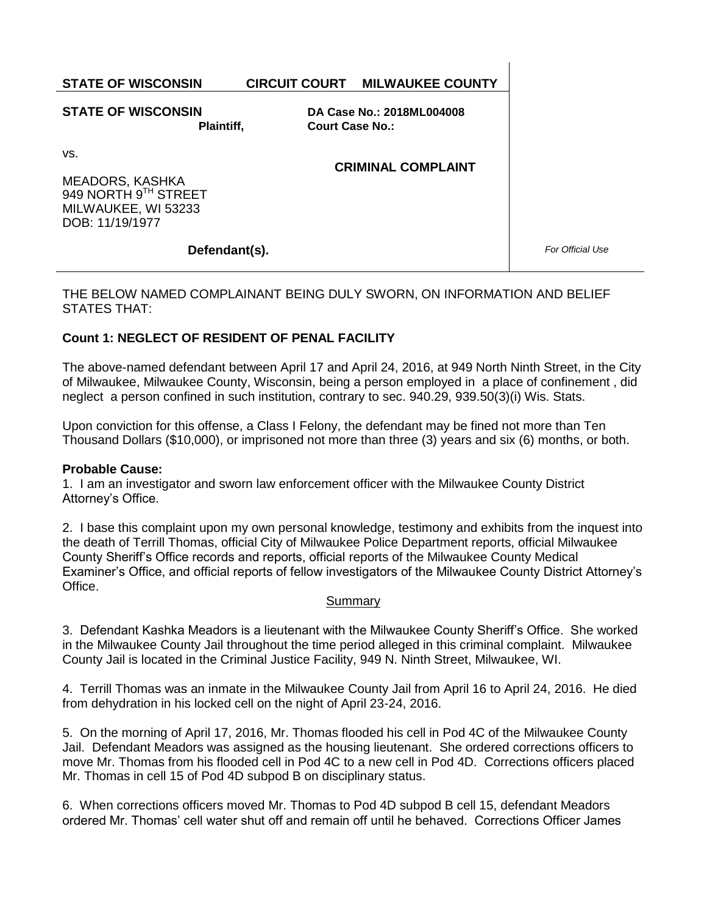**STATE OF WISCONSIN CIRCUIT COURT MILWAUKEE COUNTY**

| | | |
|---|---|---|
| **STATE OF WISCONSIN**<br>**Plaintiff,** | **DA Case No.: 2018ML004008**<br>**Court Case No.:** | |
| vs.<br><br>MEADORS, KASHKA<br>949 NORTH 9TH STREET<br>MILWAUKEE, WI 53233<br>DOB: 11/19/1977 | **CRIMINAL COMPLAINT** | |
| **Defendant(s).** | | *For Official Use* |

THE BELOW NAMED COMPLAINANT BEING DULY SWORN, ON INFORMATION AND BELIEF STATES THAT:

**Count 1: NEGLECT OF RESIDENT OF PENAL FACILITY**

The above-named defendant between April 17 and April 24, 2016, at 949 North Ninth Street, in the City of Milwaukee, Milwaukee County, Wisconsin, being a person employed in a place of confinement , did neglect a person confined in such institution, contrary to sec. 940.29, 939.50(3)(i) Wis. Stats.

Upon conviction for this offense, a Class I Felony, the defendant may be fined not more than Ten Thousand Dollars ($10,000), or imprisoned not more than three (3) years and six (6) months, or both.

**Probable Cause:**

1. I am an investigator and sworn law enforcement officer with the Milwaukee County District Attorney's Office.

2. I base this complaint upon my own personal knowledge, testimony and exhibits from the inquest into the death of Terrill Thomas, official City of Milwaukee Police Department reports, official Milwaukee County Sheriff's Office records and reports, official reports of the Milwaukee County Medical Examiner's Office, and official reports of fellow investigators of the Milwaukee County District Attorney's Office.

Summary

3. Defendant Kashka Meadors is a lieutenant with the Milwaukee County Sheriff's Office. She worked in the Milwaukee County Jail throughout the time period alleged in this criminal complaint. Milwaukee County Jail is located in the Criminal Justice Facility, 949 N. Ninth Street, Milwaukee, WI.

4. Terrill Thomas was an inmate in the Milwaukee County Jail from April 16 to April 24, 2016. He died from dehydration in his locked cell on the night of April 23-24, 2016.

5. On the morning of April 17, 2016, Mr. Thomas flooded his cell in Pod 4C of the Milwaukee County Jail. Defendant Meadors was assigned as the housing lieutenant. She ordered corrections officers to move Mr. Thomas from his flooded cell in Pod 4C to a new cell in Pod 4D. Corrections officers placed Mr. Thomas in cell 15 of Pod 4D subpod B on disciplinary status.

6. When corrections officers moved Mr. Thomas to Pod 4D subpod B cell 15, defendant Meadors ordered Mr. Thomas' cell water shut off and remain off until he behaved. Corrections Officer James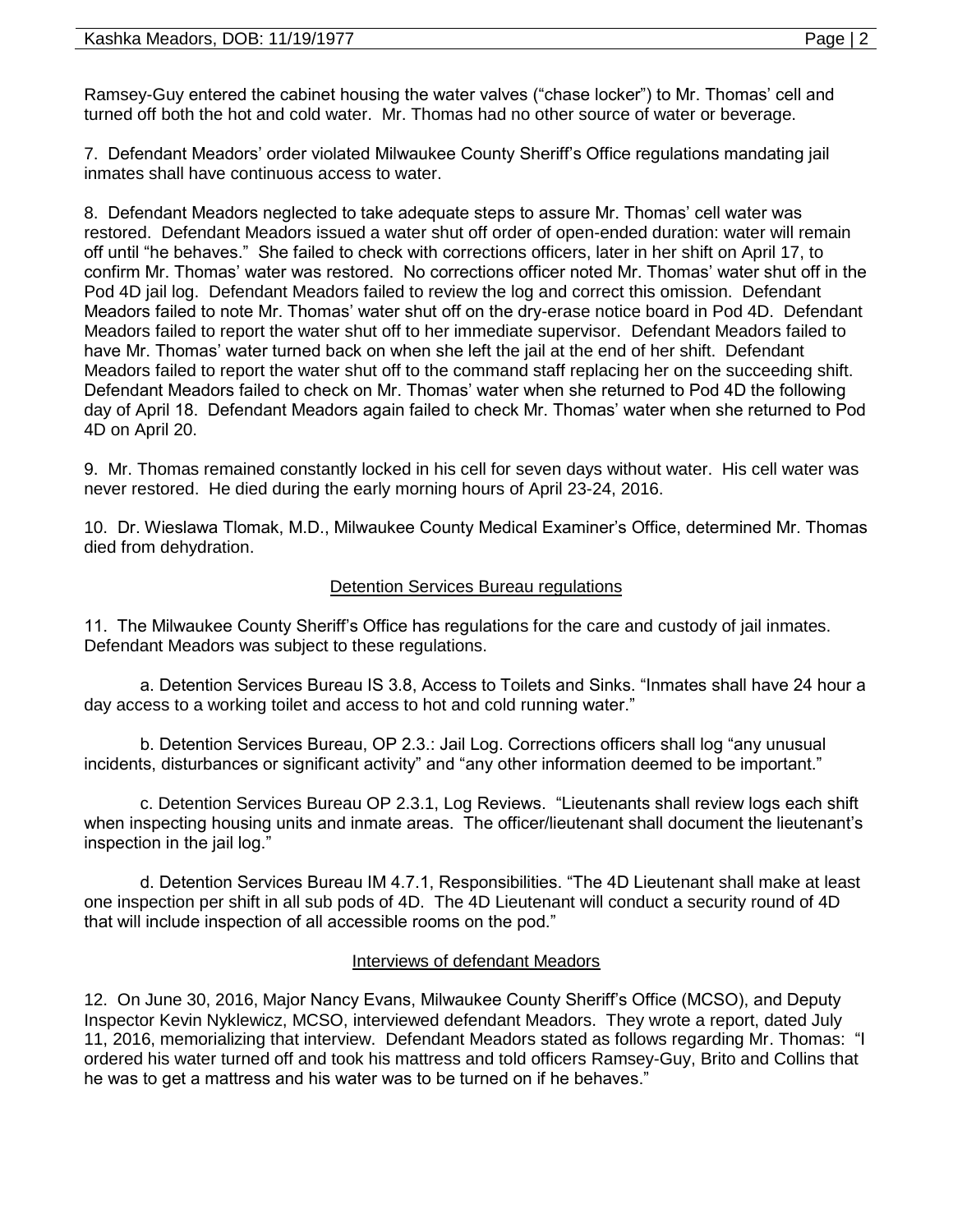Ramsey-Guy entered the cabinet housing the water valves ("chase locker") to Mr. Thomas' cell and turned off both the hot and cold water. Mr. Thomas had no other source of water or beverage.

7. Defendant Meadors' order violated Milwaukee County Sheriff's Office regulations mandating jail inmates shall have continuous access to water.

8. Defendant Meadors neglected to take adequate steps to assure Mr. Thomas' cell water was restored. Defendant Meadors issued a water shut off order of open-ended duration: water will remain off until "he behaves." She failed to check with corrections officers, later in her shift on April 17, to confirm Mr. Thomas' water was restored. No corrections officer noted Mr. Thomas' water shut off in the Pod 4D jail log. Defendant Meadors failed to review the log and correct this omission. Defendant Meadors failed to note Mr. Thomas' water shut off on the dry-erase notice board in Pod 4D. Defendant Meadors failed to report the water shut off to her immediate supervisor. Defendant Meadors failed to have Mr. Thomas' water turned back on when she left the jail at the end of her shift. Defendant Meadors failed to report the water shut off to the command staff replacing her on the succeeding shift. Defendant Meadors failed to check on Mr. Thomas' water when she returned to Pod 4D the following day of April 18. Defendant Meadors again failed to check Mr. Thomas' water when she returned to Pod 4D on April 20.

9. Mr. Thomas remained constantly locked in his cell for seven days without water. His cell water was never restored. He died during the early morning hours of April 23-24, 2016.

10. Dr. Wieslawa Tlomak, M.D., Milwaukee County Medical Examiner's Office, determined Mr. Thomas died from dehydration.

## Detention Services Bureau regulations

11. The Milwaukee County Sheriff's Office has regulations for the care and custody of jail inmates. Defendant Meadors was subject to these regulations.

a. Detention Services Bureau IS 3.8, Access to Toilets and Sinks. "Inmates shall have 24 hour a day access to a working toilet and access to hot and cold running water."

b. Detention Services Bureau, OP 2.3.: Jail Log. Corrections officers shall log "any unusual incidents, disturbances or significant activity" and "any other information deemed to be important."

c. Detention Services Bureau OP 2.3.1, Log Reviews. "Lieutenants shall review logs each shift when inspecting housing units and inmate areas. The officer/lieutenant shall document the lieutenant's inspection in the jail log."

d. Detention Services Bureau IM 4.7.1, Responsibilities. "The 4D Lieutenant shall make at least one inspection per shift in all sub pods of 4D. The 4D Lieutenant will conduct a security round of 4D that will include inspection of all accessible rooms on the pod."

## Interviews of defendant Meadors

12. On June 30, 2016, Major Nancy Evans, Milwaukee County Sheriff's Office (MCSO), and Deputy Inspector Kevin Nyklewicz, MCSO, interviewed defendant Meadors. They wrote a report, dated July 11, 2016, memorializing that interview. Defendant Meadors stated as follows regarding Mr. Thomas: "I ordered his water turned off and took his mattress and told officers Ramsey-Guy, Brito and Collins that he was to get a mattress and his water was to be turned on if he behaves."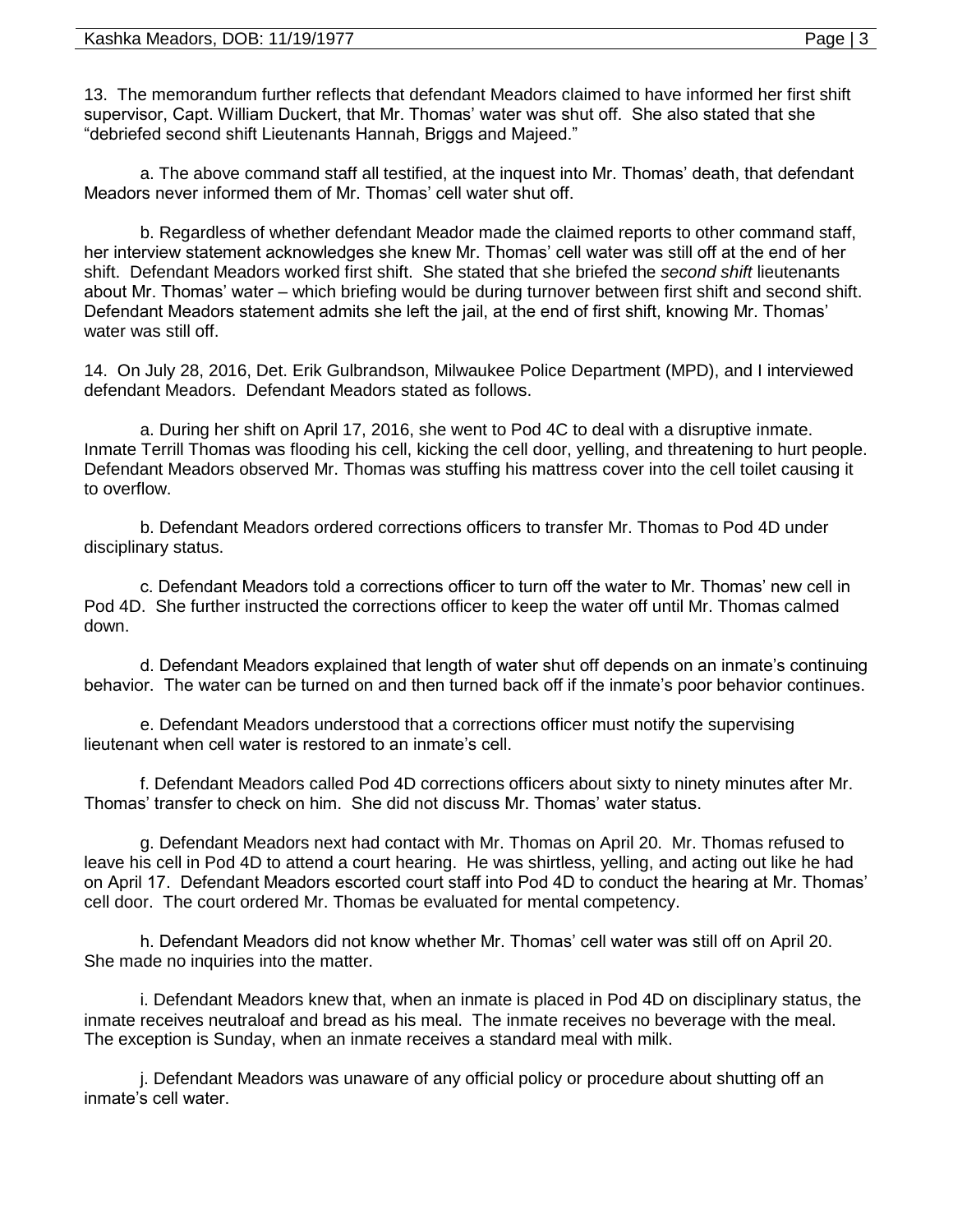13. The memorandum further reflects that defendant Meadors claimed to have informed her first shift supervisor, Capt. William Duckert, that Mr. Thomas' water was shut off. She also stated that she "debriefed second shift Lieutenants Hannah, Briggs and Majeed."

a. The above command staff all testified, at the inquest into Mr. Thomas' death, that defendant Meadors never informed them of Mr. Thomas' cell water shut off.

b. Regardless of whether defendant Meador made the claimed reports to other command staff, her interview statement acknowledges she knew Mr. Thomas' cell water was still off at the end of her shift. Defendant Meadors worked first shift. She stated that she briefed the *second shift* lieutenants about Mr. Thomas' water – which briefing would be during turnover between first shift and second shift. Defendant Meadors statement admits she left the jail, at the end of first shift, knowing Mr. Thomas' water was still off.

14. On July 28, 2016, Det. Erik Gulbrandson, Milwaukee Police Department (MPD), and I interviewed defendant Meadors. Defendant Meadors stated as follows.

a. During her shift on April 17, 2016, she went to Pod 4C to deal with a disruptive inmate. Inmate Terrill Thomas was flooding his cell, kicking the cell door, yelling, and threatening to hurt people. Defendant Meadors observed Mr. Thomas was stuffing his mattress cover into the cell toilet causing it to overflow.

b. Defendant Meadors ordered corrections officers to transfer Mr. Thomas to Pod 4D under disciplinary status.

c. Defendant Meadors told a corrections officer to turn off the water to Mr. Thomas' new cell in Pod 4D. She further instructed the corrections officer to keep the water off until Mr. Thomas calmed down.

d. Defendant Meadors explained that length of water shut off depends on an inmate's continuing behavior. The water can be turned on and then turned back off if the inmate's poor behavior continues.

e. Defendant Meadors understood that a corrections officer must notify the supervising lieutenant when cell water is restored to an inmate's cell.

f. Defendant Meadors called Pod 4D corrections officers about sixty to ninety minutes after Mr. Thomas' transfer to check on him. She did not discuss Mr. Thomas' water status.

g. Defendant Meadors next had contact with Mr. Thomas on April 20. Mr. Thomas refused to leave his cell in Pod 4D to attend a court hearing. He was shirtless, yelling, and acting out like he had on April 17. Defendant Meadors escorted court staff into Pod 4D to conduct the hearing at Mr. Thomas' cell door. The court ordered Mr. Thomas be evaluated for mental competency.

h. Defendant Meadors did not know whether Mr. Thomas' cell water was still off on April 20. She made no inquiries into the matter.

i. Defendant Meadors knew that, when an inmate is placed in Pod 4D on disciplinary status, the inmate receives neutraloaf and bread as his meal. The inmate receives no beverage with the meal. The exception is Sunday, when an inmate receives a standard meal with milk.

j. Defendant Meadors was unaware of any official policy or procedure about shutting off an inmate's cell water.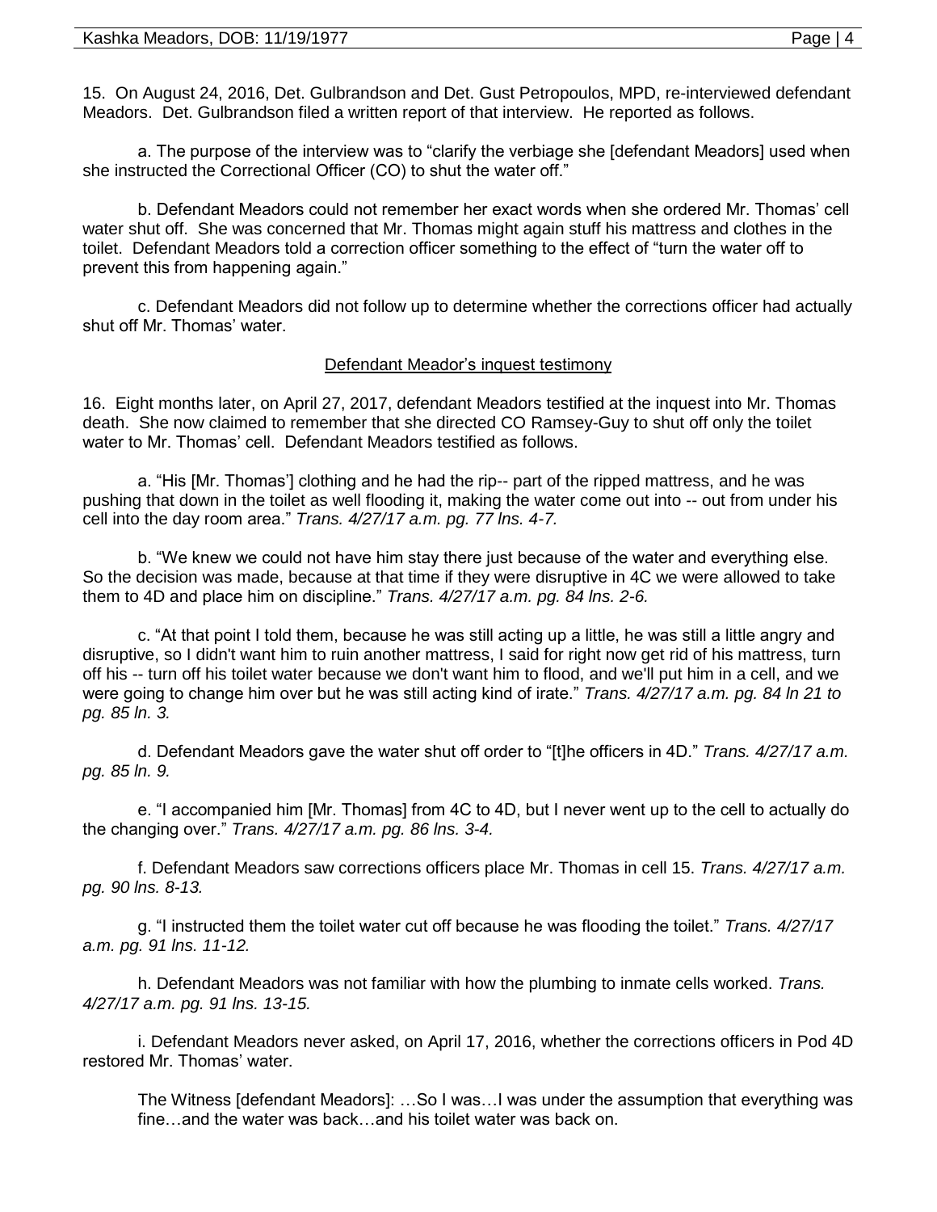15. On August 24, 2016, Det. Gulbrandson and Det. Gust Petropoulos, MPD, re-interviewed defendant Meadors. Det. Gulbrandson filed a written report of that interview. He reported as follows.

a. The purpose of the interview was to "clarify the verbiage she [defendant Meadors] used when she instructed the Correctional Officer (CO) to shut the water off."

b. Defendant Meadors could not remember her exact words when she ordered Mr. Thomas' cell water shut off. She was concerned that Mr. Thomas might again stuff his mattress and clothes in the toilet. Defendant Meadors told a correction officer something to the effect of "turn the water off to prevent this from happening again."

c. Defendant Meadors did not follow up to determine whether the corrections officer had actually shut off Mr. Thomas' water.

<u>Defendant Meador's inquest testimony</u>

16. Eight months later, on April 27, 2017, defendant Meadors testified at the inquest into Mr. Thomas death. She now claimed to remember that she directed CO Ramsey-Guy to shut off only the toilet water to Mr. Thomas' cell. Defendant Meadors testified as follows.

a. "His [Mr. Thomas'] clothing and he had the rip-- part of the ripped mattress, and he was pushing that down in the toilet as well flooding it, making the water come out into -- out from under his cell into the day room area." *Trans. 4/27/17 a.m. pg. 77 lns. 4-7.*

b. "We knew we could not have him stay there just because of the water and everything else. So the decision was made, because at that time if they were disruptive in 4C we were allowed to take them to 4D and place him on discipline." *Trans. 4/27/17 a.m. pg. 84 lns. 2-6.*

c. "At that point I told them, because he was still acting up a little, he was still a little angry and disruptive, so I didn't want him to ruin another mattress, I said for right now get rid of his mattress, turn off his -- turn off his toilet water because we don't want him to flood, and we'll put him in a cell, and we were going to change him over but he was still acting kind of irate." *Trans. 4/27/17 a.m. pg. 84 ln 21 to pg. 85 ln. 3.*

d. Defendant Meadors gave the water shut off order to "[t]he officers in 4D." *Trans. 4/27/17 a.m. pg. 85 ln. 9.*

e. "I accompanied him [Mr. Thomas] from 4C to 4D, but I never went up to the cell to actually do the changing over." *Trans. 4/27/17 a.m. pg. 86 lns. 3-4.*

f. Defendant Meadors saw corrections officers place Mr. Thomas in cell 15. *Trans. 4/27/17 a.m. pg. 90 lns. 8-13.*

g. "I instructed them the toilet water cut off because he was flooding the toilet." *Trans. 4/27/17 a.m. pg. 91 lns. 11-12.*

h. Defendant Meadors was not familiar with how the plumbing to inmate cells worked. *Trans. 4/27/17 a.m. pg. 91 lns. 13-15.*

i. Defendant Meadors never asked, on April 17, 2016, whether the corrections officers in Pod 4D restored Mr. Thomas' water.

> The Witness [defendant Meadors]: …So I was…I was under the assumption that everything was fine…and the water was back…and his toilet water was back on.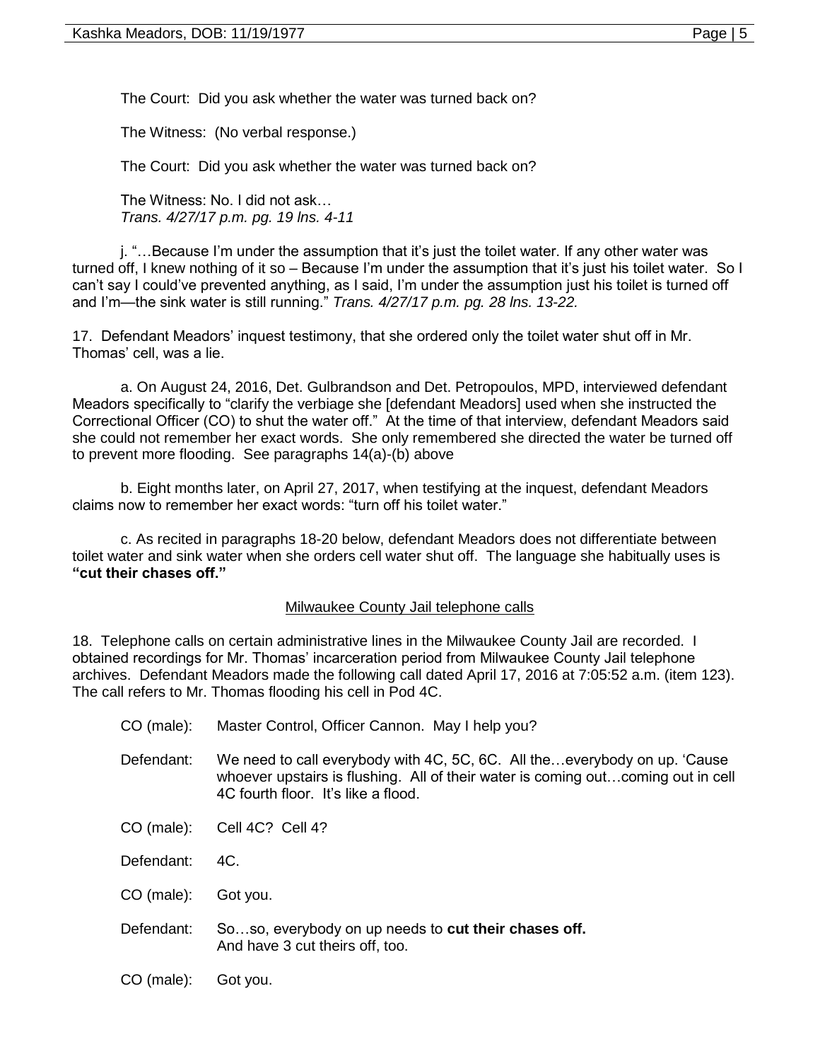The Court: Did you ask whether the water was turned back on?

The Witness: (No verbal response.)

The Court: Did you ask whether the water was turned back on?

The Witness: No. I did not ask…
*Trans. 4/27/17 p.m. pg. 19 lns. 4-11*

j. "…Because I'm under the assumption that it's just the toilet water. If any other water was turned off, I knew nothing of it so – Because I'm under the assumption that it's just his toilet water. So I can't say I could've prevented anything, as I said, I'm under the assumption just his toilet is turned off and I'm—the sink water is still running." *Trans. 4/27/17 p.m. pg. 28 lns. 13-22.*

17. Defendant Meadors' inquest testimony, that she ordered only the toilet water shut off in Mr. Thomas' cell, was a lie.

a. On August 24, 2016, Det. Gulbrandson and Det. Petropoulos, MPD, interviewed defendant Meadors specifically to "clarify the verbiage she [defendant Meadors] used when she instructed the Correctional Officer (CO) to shut the water off." At the time of that interview, defendant Meadors said she could not remember her exact words. She only remembered she directed the water be turned off to prevent more flooding. See paragraphs 14(a)-(b) above

b. Eight months later, on April 27, 2017, when testifying at the inquest, defendant Meadors claims now to remember her exact words: "turn off his toilet water."

c. As recited in paragraphs 18-20 below, defendant Meadors does not differentiate between toilet water and sink water when she orders cell water shut off. The language she habitually uses is **"cut their chases off."**

## Milwaukee County Jail telephone calls

18. Telephone calls on certain administrative lines in the Milwaukee County Jail are recorded. I obtained recordings for Mr. Thomas' incarceration period from Milwaukee County Jail telephone archives. Defendant Meadors made the following call dated April 17, 2016 at 7:05:52 a.m. (item 123). The call refers to Mr. Thomas flooding his cell in Pod 4C.

CO (male): Master Control, Officer Cannon. May I help you?

Defendant: We need to call everybody with 4C, 5C, 6C. All the…everybody on up. 'Cause whoever upstairs is flushing. All of their water is coming out…coming out in cell 4C fourth floor. It's like a flood.

CO (male): Cell 4C? Cell 4?

Defendant: 4C.

CO (male): Got you.

Defendant: So…so, everybody on up needs to **cut their chases off.** And have 3 cut theirs off, too.

CO (male): Got you.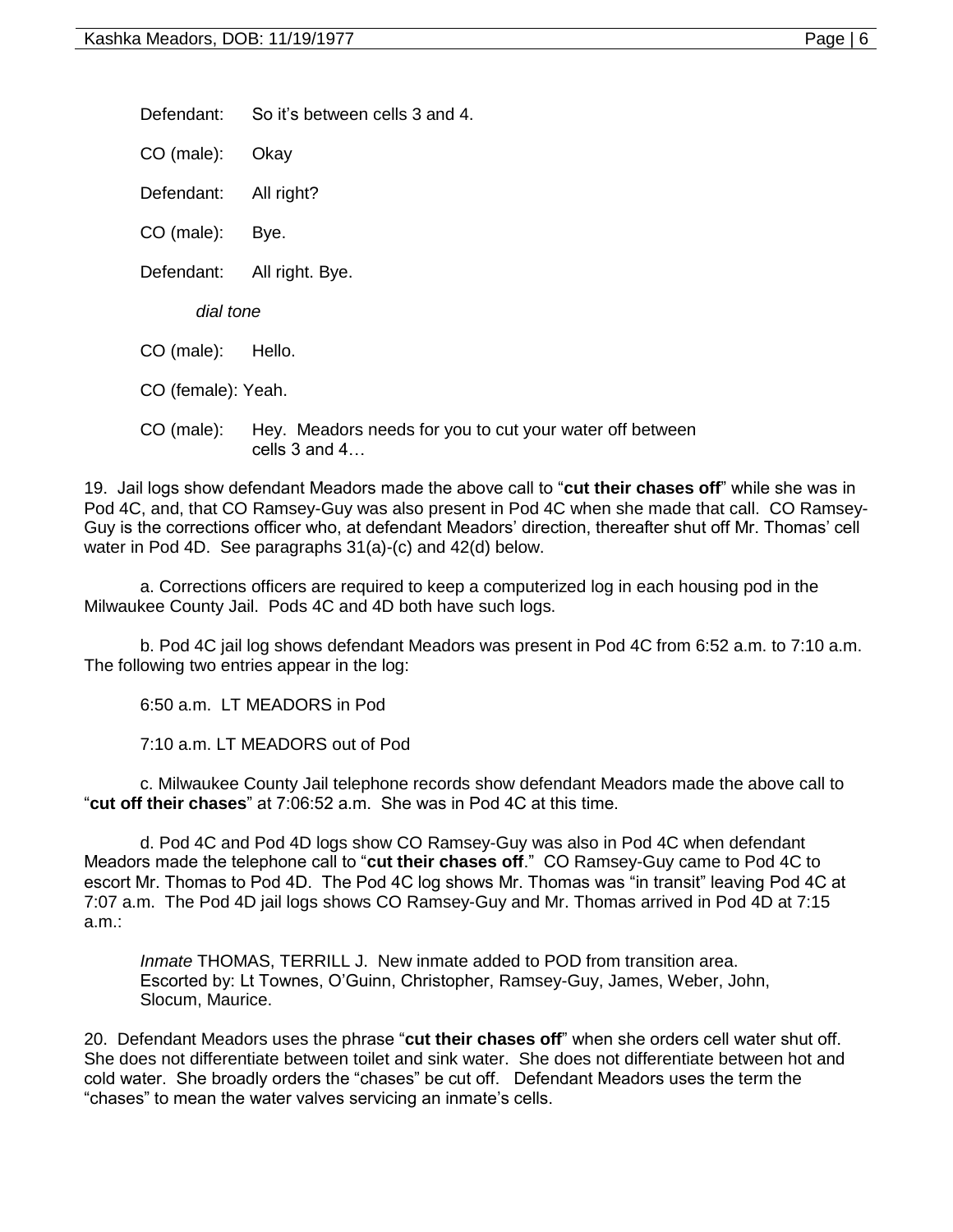Defendant: So it's between cells 3 and 4.

CO (male): Okay

Defendant: All right?

CO (male): Bye.

Defendant: All right. Bye.

*dial tone*

CO (male): Hello.

CO (female): Yeah.

CO (male): Hey. Meadors needs for you to cut your water off between cells 3 and 4…

19. Jail logs show defendant Meadors made the above call to "**cut their chases off**" while she was in Pod 4C, and, that CO Ramsey-Guy was also present in Pod 4C when she made that call. CO Ramsey-Guy is the corrections officer who, at defendant Meadors' direction, thereafter shut off Mr. Thomas' cell water in Pod 4D. See paragraphs 31(a)-(c) and 42(d) below.

a. Corrections officers are required to keep a computerized log in each housing pod in the Milwaukee County Jail. Pods 4C and 4D both have such logs.

b. Pod 4C jail log shows defendant Meadors was present in Pod 4C from 6:52 a.m. to 7:10 a.m. The following two entries appear in the log:

6:50 a.m. LT MEADORS in Pod

7:10 a.m. LT MEADORS out of Pod

c. Milwaukee County Jail telephone records show defendant Meadors made the above call to "**cut off their chases**" at 7:06:52 a.m. She was in Pod 4C at this time.

d. Pod 4C and Pod 4D logs show CO Ramsey-Guy was also in Pod 4C when defendant Meadors made the telephone call to "**cut their chases off**." CO Ramsey-Guy came to Pod 4C to escort Mr. Thomas to Pod 4D. The Pod 4C log shows Mr. Thomas was "in transit" leaving Pod 4C at 7:07 a.m. The Pod 4D jail logs shows CO Ramsey-Guy and Mr. Thomas arrived in Pod 4D at 7:15 a.m.:

*Inmate* THOMAS, TERRILL J. New inmate added to POD from transition area. Escorted by: Lt Townes, O'Guinn, Christopher, Ramsey-Guy, James, Weber, John, Slocum, Maurice.

20. Defendant Meadors uses the phrase "**cut their chases off**" when she orders cell water shut off. She does not differentiate between toilet and sink water. She does not differentiate between hot and cold water. She broadly orders the "chases" be cut off. Defendant Meadors uses the term the "chases" to mean the water valves servicing an inmate's cells.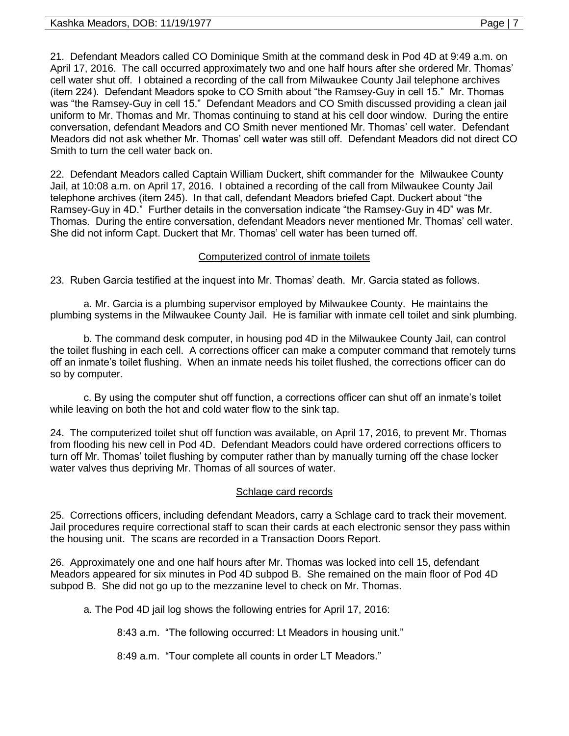21. Defendant Meadors called CO Dominique Smith at the command desk in Pod 4D at 9:49 a.m. on April 17, 2016. The call occurred approximately two and one half hours after she ordered Mr. Thomas' cell water shut off. I obtained a recording of the call from Milwaukee County Jail telephone archives (item 224). Defendant Meadors spoke to CO Smith about "the Ramsey-Guy in cell 15." Mr. Thomas was "the Ramsey-Guy in cell 15." Defendant Meadors and CO Smith discussed providing a clean jail uniform to Mr. Thomas and Mr. Thomas continuing to stand at his cell door window. During the entire conversation, defendant Meadors and CO Smith never mentioned Mr. Thomas' cell water. Defendant Meadors did not ask whether Mr. Thomas' cell water was still off. Defendant Meadors did not direct CO Smith to turn the cell water back on.

22. Defendant Meadors called Captain William Duckert, shift commander for the Milwaukee County Jail, at 10:08 a.m. on April 17, 2016. I obtained a recording of the call from Milwaukee County Jail telephone archives (item 245). In that call, defendant Meadors briefed Capt. Duckert about "the Ramsey-Guy in 4D." Further details in the conversation indicate "the Ramsey-Guy in 4D" was Mr. Thomas. During the entire conversation, defendant Meadors never mentioned Mr. Thomas' cell water. She did not inform Capt. Duckert that Mr. Thomas' cell water has been turned off.

## Computerized control of inmate toilets

23. Ruben Garcia testified at the inquest into Mr. Thomas' death. Mr. Garcia stated as follows.

a. Mr. Garcia is a plumbing supervisor employed by Milwaukee County. He maintains the plumbing systems in the Milwaukee County Jail. He is familiar with inmate cell toilet and sink plumbing.

b. The command desk computer, in housing pod 4D in the Milwaukee County Jail, can control the toilet flushing in each cell. A corrections officer can make a computer command that remotely turns off an inmate's toilet flushing. When an inmate needs his toilet flushed, the corrections officer can do so by computer.

c. By using the computer shut off function, a corrections officer can shut off an inmate's toilet while leaving on both the hot and cold water flow to the sink tap.

24. The computerized toilet shut off function was available, on April 17, 2016, to prevent Mr. Thomas from flooding his new cell in Pod 4D. Defendant Meadors could have ordered corrections officers to turn off Mr. Thomas' toilet flushing by computer rather than by manually turning off the chase locker water valves thus depriving Mr. Thomas of all sources of water.

## Schlage card records

25. Corrections officers, including defendant Meadors, carry a Schlage card to track their movement. Jail procedures require correctional staff to scan their cards at each electronic sensor they pass within the housing unit. The scans are recorded in a Transaction Doors Report.

26. Approximately one and one half hours after Mr. Thomas was locked into cell 15, defendant Meadors appeared for six minutes in Pod 4D subpod B. She remained on the main floor of Pod 4D subpod B. She did not go up to the mezzanine level to check on Mr. Thomas.

a. The Pod 4D jail log shows the following entries for April 17, 2016:

8:43 a.m. "The following occurred: Lt Meadors in housing unit."

8:49 a.m. "Tour complete all counts in order LT Meadors."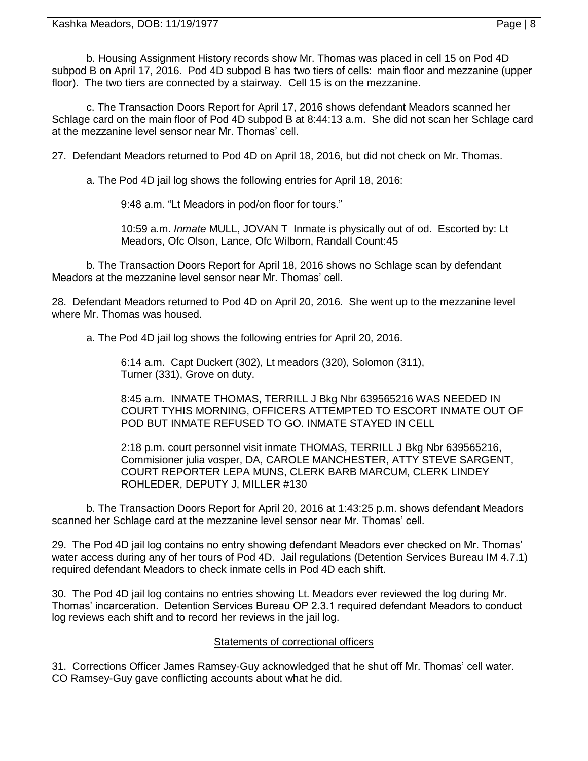b. Housing Assignment History records show Mr. Thomas was placed in cell 15 on Pod 4D subpod B on April 17, 2016. Pod 4D subpod B has two tiers of cells: main floor and mezzanine (upper floor). The two tiers are connected by a stairway. Cell 15 is on the mezzanine.

c. The Transaction Doors Report for April 17, 2016 shows defendant Meadors scanned her Schlage card on the main floor of Pod 4D subpod B at 8:44:13 a.m. She did not scan her Schlage card at the mezzanine level sensor near Mr. Thomas' cell.

27. Defendant Meadors returned to Pod 4D on April 18, 2016, but did not check on Mr. Thomas.

a. The Pod 4D jail log shows the following entries for April 18, 2016:

> 9:48 a.m. "Lt Meadors in pod/on floor for tours."
>
> 10:59 a.m. *Inmate* MULL, JOVAN T Inmate is physically out of od. Escorted by: Lt Meadors, Ofc Olson, Lance, Ofc Wilborn, Randall Count:45

b. The Transaction Doors Report for April 18, 2016 shows no Schlage scan by defendant Meadors at the mezzanine level sensor near Mr. Thomas' cell.

28. Defendant Meadors returned to Pod 4D on April 20, 2016. She went up to the mezzanine level where Mr. Thomas was housed.

a. The Pod 4D jail log shows the following entries for April 20, 2016.

> 6:14 a.m. Capt Duckert (302), Lt meadors (320), Solomon (311), Turner (331), Grove on duty.
>
> 8:45 a.m. INMATE THOMAS, TERRILL J Bkg Nbr 639565216 WAS NEEDED IN COURT TYHIS MORNING, OFFICERS ATTEMPTED TO ESCORT INMATE OUT OF POD BUT INMATE REFUSED TO GO. INMATE STAYED IN CELL
>
> 2:18 p.m. court personnel visit inmate THOMAS, TERRILL J Bkg Nbr 639565216, Commisioner julia vosper, DA, CAROLE MANCHESTER, ATTY STEVE SARGENT, COURT REPORTER LEPA MUNS, CLERK BARB MARCUM, CLERK LINDEY ROHLEDER, DEPUTY J, MILLER #130

b. The Transaction Doors Report for April 20, 2016 at 1:43:25 p.m. shows defendant Meadors scanned her Schlage card at the mezzanine level sensor near Mr. Thomas' cell.

29. The Pod 4D jail log contains no entry showing defendant Meadors ever checked on Mr. Thomas' water access during any of her tours of Pod 4D. Jail regulations (Detention Services Bureau IM 4.7.1) required defendant Meadors to check inmate cells in Pod 4D each shift.

30. The Pod 4D jail log contains no entries showing Lt. Meadors ever reviewed the log during Mr. Thomas' incarceration. Detention Services Bureau OP 2.3.1 required defendant Meadors to conduct log reviews each shift and to record her reviews in the jail log.

## Statements of correctional officers

31. Corrections Officer James Ramsey-Guy acknowledged that he shut off Mr. Thomas' cell water. CO Ramsey-Guy gave conflicting accounts about what he did.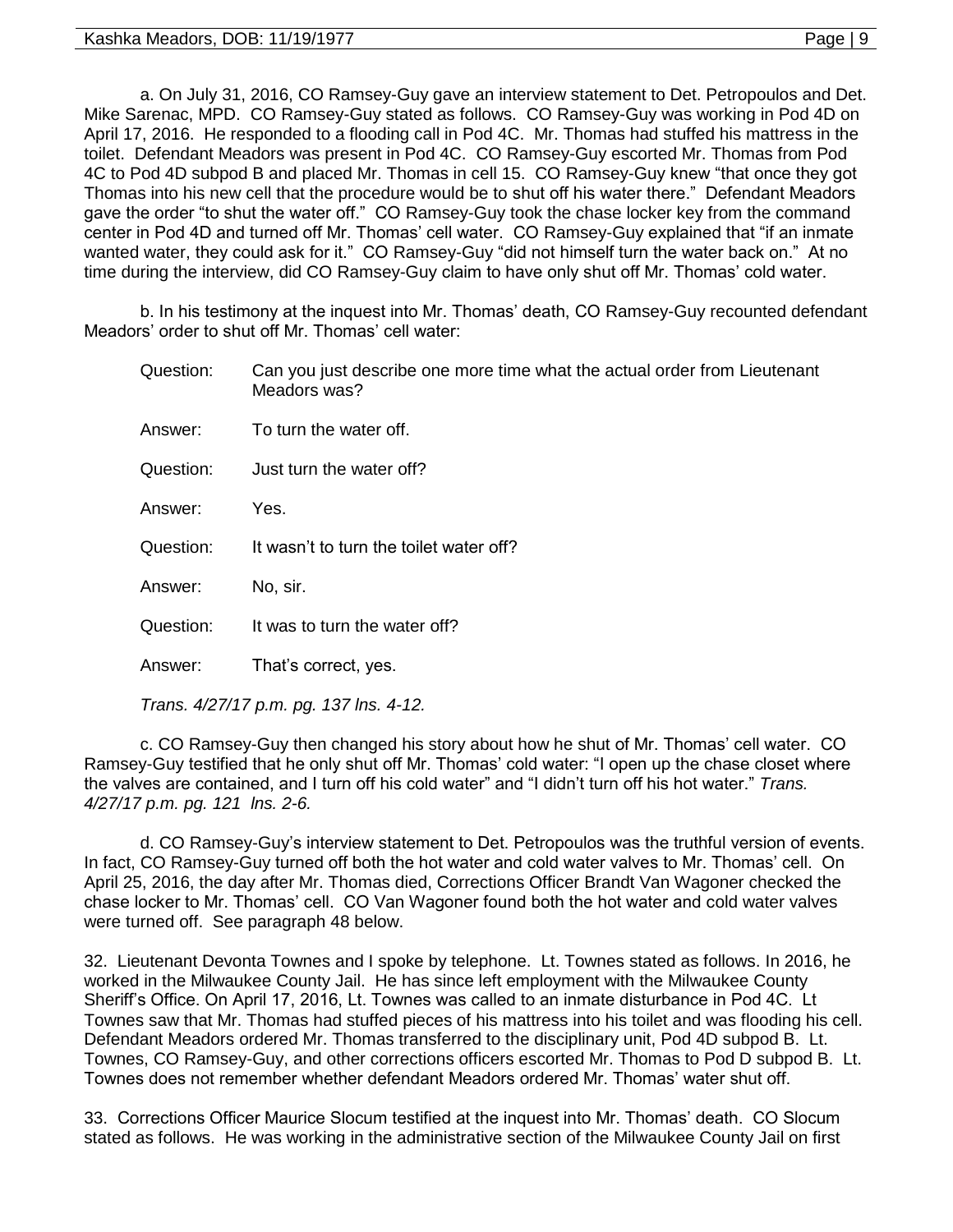a. On July 31, 2016, CO Ramsey-Guy gave an interview statement to Det. Petropoulos and Det. Mike Sarenac, MPD. CO Ramsey-Guy stated as follows. CO Ramsey-Guy was working in Pod 4D on April 17, 2016. He responded to a flooding call in Pod 4C. Mr. Thomas had stuffed his mattress in the toilet. Defendant Meadors was present in Pod 4C. CO Ramsey-Guy escorted Mr. Thomas from Pod 4C to Pod 4D subpod B and placed Mr. Thomas in cell 15. CO Ramsey-Guy knew "that once they got Thomas into his new cell that the procedure would be to shut off his water there." Defendant Meadors gave the order "to shut the water off." CO Ramsey-Guy took the chase locker key from the command center in Pod 4D and turned off Mr. Thomas' cell water. CO Ramsey-Guy explained that "if an inmate wanted water, they could ask for it." CO Ramsey-Guy "did not himself turn the water back on." At no time during the interview, did CO Ramsey-Guy claim to have only shut off Mr. Thomas' cold water.

b. In his testimony at the inquest into Mr. Thomas' death, CO Ramsey-Guy recounted defendant Meadors' order to shut off Mr. Thomas' cell water:

Question: Can you just describe one more time what the actual order from Lieutenant Meadors was?

Answer: To turn the water off.

Question: Just turn the water off?

Answer: Yes.

Question: It wasn't to turn the toilet water off?

Answer: No, sir.

Question: It was to turn the water off?

Answer: That's correct, yes.

*Trans. 4/27/17 p.m. pg. 137 lns. 4-12.*

c. CO Ramsey-Guy then changed his story about how he shut of Mr. Thomas' cell water. CO Ramsey-Guy testified that he only shut off Mr. Thomas' cold water: "I open up the chase closet where the valves are contained, and I turn off his cold water" and "I didn't turn off his hot water." *Trans. 4/27/17 p.m. pg. 121 lns. 2-6.*

d. CO Ramsey-Guy's interview statement to Det. Petropoulos was the truthful version of events. In fact, CO Ramsey-Guy turned off both the hot water and cold water valves to Mr. Thomas' cell. On April 25, 2016, the day after Mr. Thomas died, Corrections Officer Brandt Van Wagoner checked the chase locker to Mr. Thomas' cell. CO Van Wagoner found both the hot water and cold water valves were turned off. See paragraph 48 below.

32. Lieutenant Devonta Townes and I spoke by telephone. Lt. Townes stated as follows. In 2016, he worked in the Milwaukee County Jail. He has since left employment with the Milwaukee County Sheriff's Office. On April 17, 2016, Lt. Townes was called to an inmate disturbance in Pod 4C. Lt Townes saw that Mr. Thomas had stuffed pieces of his mattress into his toilet and was flooding his cell. Defendant Meadors ordered Mr. Thomas transferred to the disciplinary unit, Pod 4D subpod B. Lt. Townes, CO Ramsey-Guy, and other corrections officers escorted Mr. Thomas to Pod D subpod B. Lt. Townes does not remember whether defendant Meadors ordered Mr. Thomas' water shut off.

33. Corrections Officer Maurice Slocum testified at the inquest into Mr. Thomas' death. CO Slocum stated as follows. He was working in the administrative section of the Milwaukee County Jail on first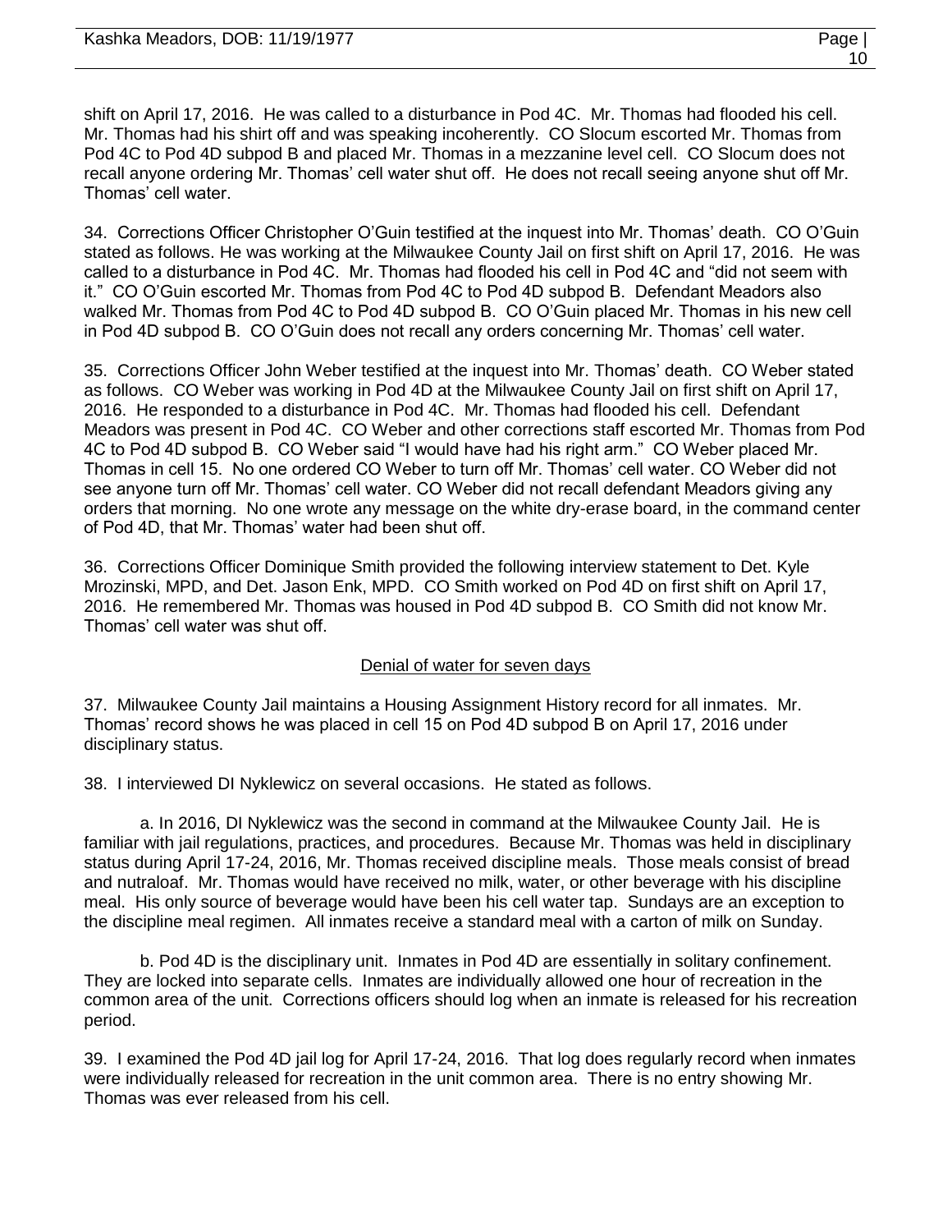shift on April 17, 2016. He was called to a disturbance in Pod 4C. Mr. Thomas had flooded his cell. Mr. Thomas had his shirt off and was speaking incoherently. CO Slocum escorted Mr. Thomas from Pod 4C to Pod 4D subpod B and placed Mr. Thomas in a mezzanine level cell. CO Slocum does not recall anyone ordering Mr. Thomas' cell water shut off. He does not recall seeing anyone shut off Mr. Thomas' cell water.

34. Corrections Officer Christopher O'Guin testified at the inquest into Mr. Thomas' death. CO O'Guin stated as follows. He was working at the Milwaukee County Jail on first shift on April 17, 2016. He was called to a disturbance in Pod 4C. Mr. Thomas had flooded his cell in Pod 4C and "did not seem with it." CO O'Guin escorted Mr. Thomas from Pod 4C to Pod 4D subpod B. Defendant Meadors also walked Mr. Thomas from Pod 4C to Pod 4D subpod B. CO O'Guin placed Mr. Thomas in his new cell in Pod 4D subpod B. CO O'Guin does not recall any orders concerning Mr. Thomas' cell water.

35. Corrections Officer John Weber testified at the inquest into Mr. Thomas' death. CO Weber stated as follows. CO Weber was working in Pod 4D at the Milwaukee County Jail on first shift on April 17, 2016. He responded to a disturbance in Pod 4C. Mr. Thomas had flooded his cell. Defendant Meadors was present in Pod 4C. CO Weber and other corrections staff escorted Mr. Thomas from Pod 4C to Pod 4D subpod B. CO Weber said "I would have had his right arm." CO Weber placed Mr. Thomas in cell 15. No one ordered CO Weber to turn off Mr. Thomas' cell water. CO Weber did not see anyone turn off Mr. Thomas' cell water. CO Weber did not recall defendant Meadors giving any orders that morning. No one wrote any message on the white dry-erase board, in the command center of Pod 4D, that Mr. Thomas' water had been shut off.

36. Corrections Officer Dominique Smith provided the following interview statement to Det. Kyle Mrozinski, MPD, and Det. Jason Enk, MPD. CO Smith worked on Pod 4D on first shift on April 17, 2016. He remembered Mr. Thomas was housed in Pod 4D subpod B. CO Smith did not know Mr. Thomas' cell water was shut off.

<u>Denial of water for seven days</u>

37. Milwaukee County Jail maintains a Housing Assignment History record for all inmates. Mr. Thomas' record shows he was placed in cell 15 on Pod 4D subpod B on April 17, 2016 under disciplinary status.

38. I interviewed DI Nyklewicz on several occasions. He stated as follows.

a. In 2016, DI Nyklewicz was the second in command at the Milwaukee County Jail. He is familiar with jail regulations, practices, and procedures. Because Mr. Thomas was held in disciplinary status during April 17-24, 2016, Mr. Thomas received discipline meals. Those meals consist of bread and nutraloaf. Mr. Thomas would have received no milk, water, or other beverage with his discipline meal. His only source of beverage would have been his cell water tap. Sundays are an exception to the discipline meal regimen. All inmates receive a standard meal with a carton of milk on Sunday.

b. Pod 4D is the disciplinary unit. Inmates in Pod 4D are essentially in solitary confinement. They are locked into separate cells. Inmates are individually allowed one hour of recreation in the common area of the unit. Corrections officers should log when an inmate is released for his recreation period.

39. I examined the Pod 4D jail log for April 17-24, 2016. That log does regularly record when inmates were individually released for recreation in the unit common area. There is no entry showing Mr. Thomas was ever released from his cell.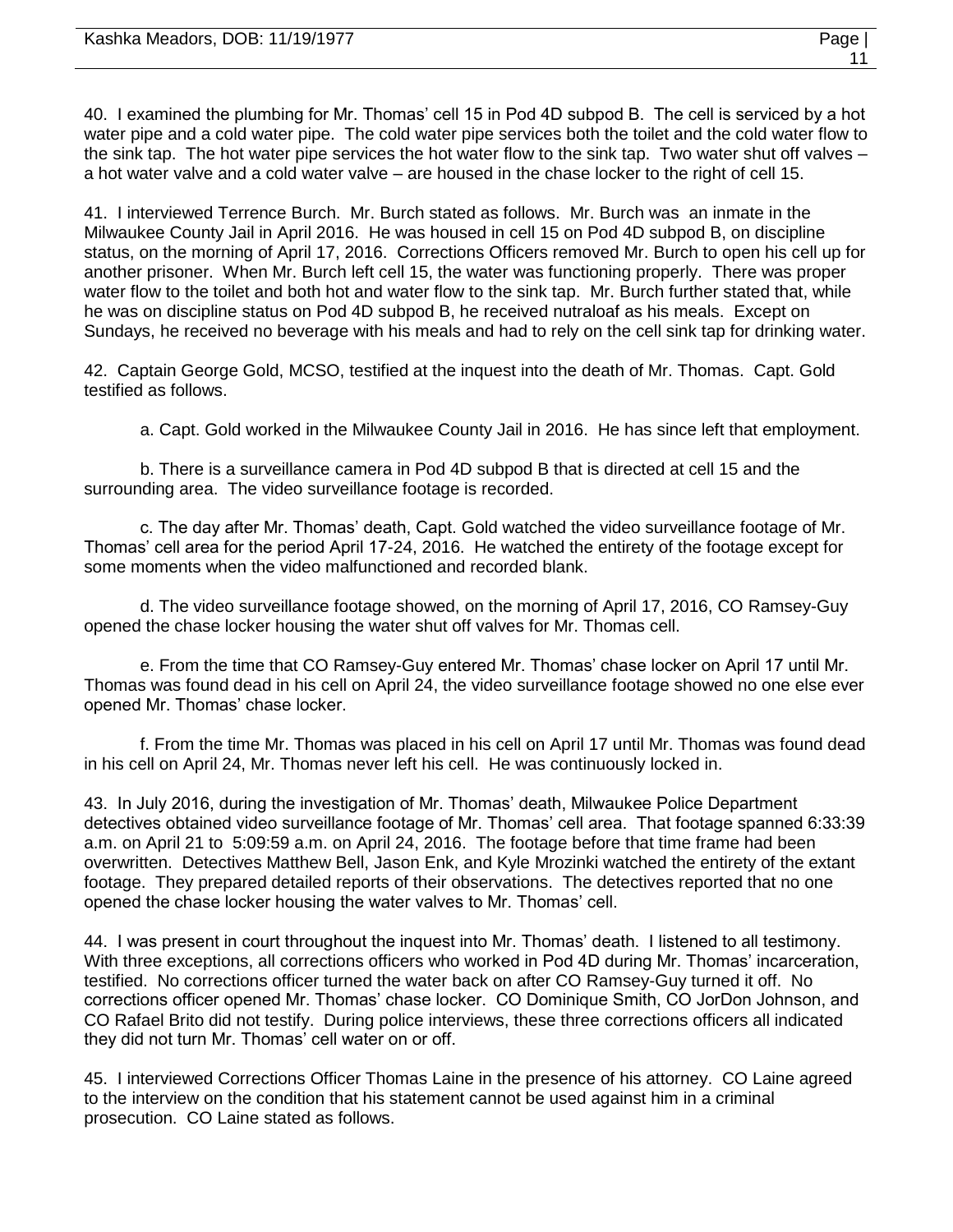40. I examined the plumbing for Mr. Thomas' cell 15 in Pod 4D subpod B. The cell is serviced by a hot water pipe and a cold water pipe. The cold water pipe services both the toilet and the cold water flow to the sink tap. The hot water pipe services the hot water flow to the sink tap. Two water shut off valves – a hot water valve and a cold water valve – are housed in the chase locker to the right of cell 15.

41. I interviewed Terrence Burch. Mr. Burch stated as follows. Mr. Burch was an inmate in the Milwaukee County Jail in April 2016. He was housed in cell 15 on Pod 4D subpod B, on discipline status, on the morning of April 17, 2016. Corrections Officers removed Mr. Burch to open his cell up for another prisoner. When Mr. Burch left cell 15, the water was functioning properly. There was proper water flow to the toilet and both hot and water flow to the sink tap. Mr. Burch further stated that, while he was on discipline status on Pod 4D subpod B, he received nutraloaf as his meals. Except on Sundays, he received no beverage with his meals and had to rely on the cell sink tap for drinking water.

42. Captain George Gold, MCSO, testified at the inquest into the death of Mr. Thomas. Capt. Gold testified as follows.

a. Capt. Gold worked in the Milwaukee County Jail in 2016. He has since left that employment.

b. There is a surveillance camera in Pod 4D subpod B that is directed at cell 15 and the surrounding area. The video surveillance footage is recorded.

c. The day after Mr. Thomas' death, Capt. Gold watched the video surveillance footage of Mr. Thomas' cell area for the period April 17-24, 2016. He watched the entirety of the footage except for some moments when the video malfunctioned and recorded blank.

d. The video surveillance footage showed, on the morning of April 17, 2016, CO Ramsey-Guy opened the chase locker housing the water shut off valves for Mr. Thomas cell.

e. From the time that CO Ramsey-Guy entered Mr. Thomas' chase locker on April 17 until Mr. Thomas was found dead in his cell on April 24, the video surveillance footage showed no one else ever opened Mr. Thomas' chase locker.

f. From the time Mr. Thomas was placed in his cell on April 17 until Mr. Thomas was found dead in his cell on April 24, Mr. Thomas never left his cell. He was continuously locked in.

43. In July 2016, during the investigation of Mr. Thomas' death, Milwaukee Police Department detectives obtained video surveillance footage of Mr. Thomas' cell area. That footage spanned 6:33:39 a.m. on April 21 to 5:09:59 a.m. on April 24, 2016. The footage before that time frame had been overwritten. Detectives Matthew Bell, Jason Enk, and Kyle Mrozinki watched the entirety of the extant footage. They prepared detailed reports of their observations. The detectives reported that no one opened the chase locker housing the water valves to Mr. Thomas' cell.

44. I was present in court throughout the inquest into Mr. Thomas' death. I listened to all testimony. With three exceptions, all corrections officers who worked in Pod 4D during Mr. Thomas' incarceration, testified. No corrections officer turned the water back on after CO Ramsey-Guy turned it off. No corrections officer opened Mr. Thomas' chase locker. CO Dominique Smith, CO JorDon Johnson, and CO Rafael Brito did not testify. During police interviews, these three corrections officers all indicated they did not turn Mr. Thomas' cell water on or off.

45. I interviewed Corrections Officer Thomas Laine in the presence of his attorney. CO Laine agreed to the interview on the condition that his statement cannot be used against him in a criminal prosecution. CO Laine stated as follows.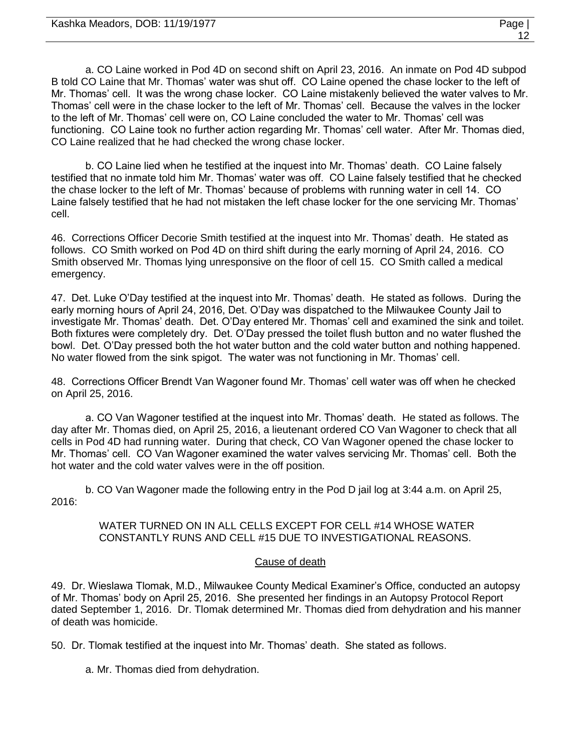a. CO Laine worked in Pod 4D on second shift on April 23, 2016. An inmate on Pod 4D subpod B told CO Laine that Mr. Thomas' water was shut off. CO Laine opened the chase locker to the left of Mr. Thomas' cell. It was the wrong chase locker. CO Laine mistakenly believed the water valves to Mr. Thomas' cell were in the chase locker to the left of Mr. Thomas' cell. Because the valves in the locker to the left of Mr. Thomas' cell were on, CO Laine concluded the water to Mr. Thomas' cell was functioning. CO Laine took no further action regarding Mr. Thomas' cell water. After Mr. Thomas died, CO Laine realized that he had checked the wrong chase locker.

b. CO Laine lied when he testified at the inquest into Mr. Thomas' death. CO Laine falsely testified that no inmate told him Mr. Thomas' water was off. CO Laine falsely testified that he checked the chase locker to the left of Mr. Thomas' because of problems with running water in cell 14. CO Laine falsely testified that he had not mistaken the left chase locker for the one servicing Mr. Thomas' cell.

46. Corrections Officer Decorie Smith testified at the inquest into Mr. Thomas' death. He stated as follows. CO Smith worked on Pod 4D on third shift during the early morning of April 24, 2016. CO Smith observed Mr. Thomas lying unresponsive on the floor of cell 15. CO Smith called a medical emergency.

47. Det. Luke O'Day testified at the inquest into Mr. Thomas' death. He stated as follows. During the early morning hours of April 24, 2016, Det. O'Day was dispatched to the Milwaukee County Jail to investigate Mr. Thomas' death. Det. O'Day entered Mr. Thomas' cell and examined the sink and toilet. Both fixtures were completely dry. Det. O'Day pressed the toilet flush button and no water flushed the bowl. Det. O'Day pressed both the hot water button and the cold water button and nothing happened. No water flowed from the sink spigot. The water was not functioning in Mr. Thomas' cell.

48. Corrections Officer Brendt Van Wagoner found Mr. Thomas' cell water was off when he checked on April 25, 2016.

a. CO Van Wagoner testified at the inquest into Mr. Thomas' death. He stated as follows. The day after Mr. Thomas died, on April 25, 2016, a lieutenant ordered CO Van Wagoner to check that all cells in Pod 4D had running water. During that check, CO Van Wagoner opened the chase locker to Mr. Thomas' cell. CO Van Wagoner examined the water valves servicing Mr. Thomas' cell. Both the hot water and the cold water valves were in the off position.

b. CO Van Wagoner made the following entry in the Pod D jail log at 3:44 a.m. on April 25, 2016:

> WATER TURNED ON IN ALL CELLS EXCEPT FOR CELL #14 WHOSE WATER CONSTANTLY RUNS AND CELL #15 DUE TO INVESTIGATIONAL REASONS.

## Cause of death

49. Dr. Wieslawa Tlomak, M.D., Milwaukee County Medical Examiner's Office, conducted an autopsy of Mr. Thomas' body on April 25, 2016. She presented her findings in an Autopsy Protocol Report dated September 1, 2016. Dr. Tlomak determined Mr. Thomas died from dehydration and his manner of death was homicide.

50. Dr. Tlomak testified at the inquest into Mr. Thomas' death. She stated as follows.

a. Mr. Thomas died from dehydration.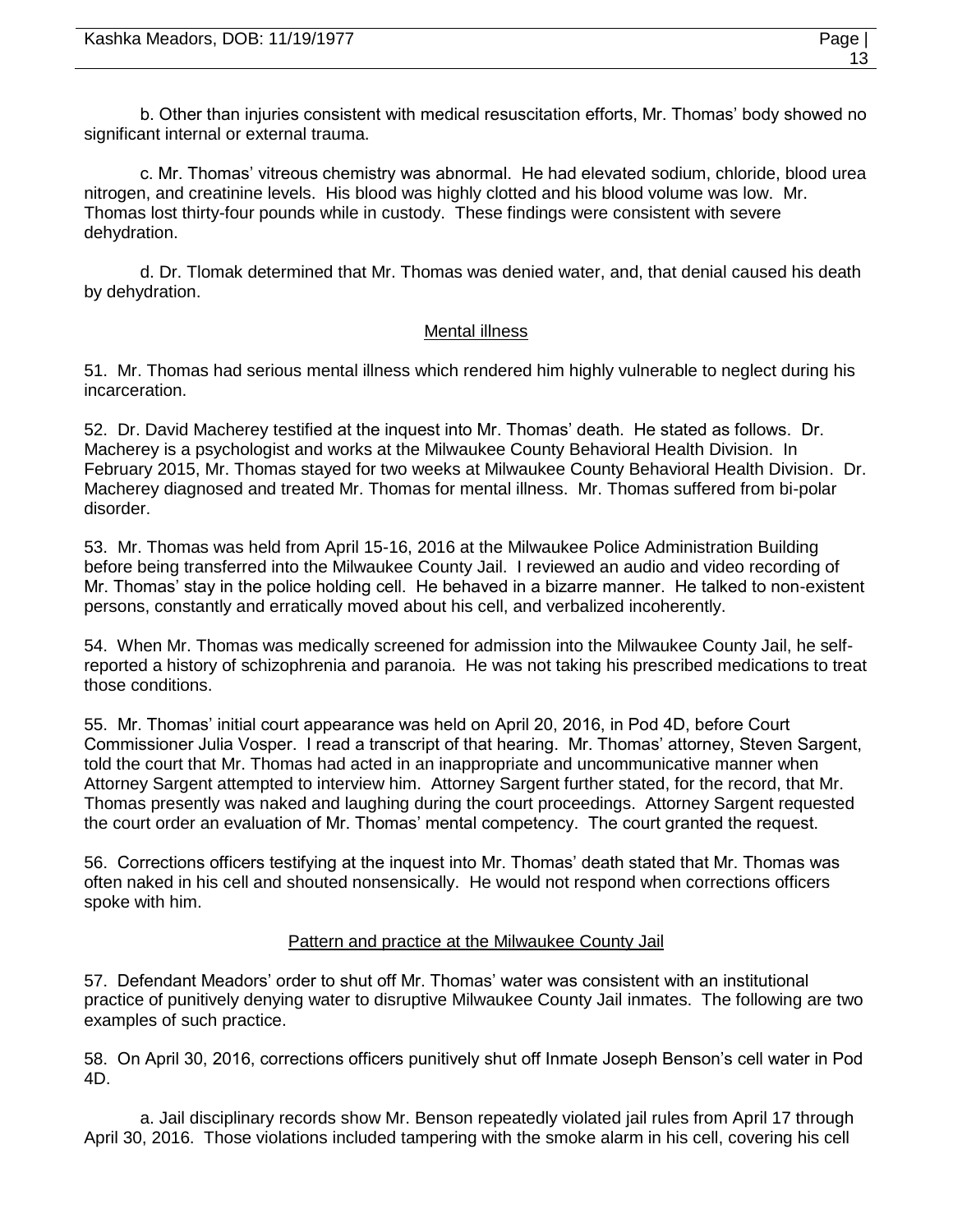b. Other than injuries consistent with medical resuscitation efforts, Mr. Thomas' body showed no significant internal or external trauma.

c. Mr. Thomas' vitreous chemistry was abnormal. He had elevated sodium, chloride, blood urea nitrogen, and creatinine levels. His blood was highly clotted and his blood volume was low. Mr. Thomas lost thirty-four pounds while in custody. These findings were consistent with severe dehydration.

d. Dr. Tlomak determined that Mr. Thomas was denied water, and, that denial caused his death by dehydration.

## Mental illness

51. Mr. Thomas had serious mental illness which rendered him highly vulnerable to neglect during his incarceration.

52. Dr. David Macherey testified at the inquest into Mr. Thomas' death. He stated as follows. Dr. Macherey is a psychologist and works at the Milwaukee County Behavioral Health Division. In February 2015, Mr. Thomas stayed for two weeks at Milwaukee County Behavioral Health Division. Dr. Macherey diagnosed and treated Mr. Thomas for mental illness. Mr. Thomas suffered from bi-polar disorder.

53. Mr. Thomas was held from April 15-16, 2016 at the Milwaukee Police Administration Building before being transferred into the Milwaukee County Jail. I reviewed an audio and video recording of Mr. Thomas' stay in the police holding cell. He behaved in a bizarre manner. He talked to non-existent persons, constantly and erratically moved about his cell, and verbalized incoherently.

54. When Mr. Thomas was medically screened for admission into the Milwaukee County Jail, he self-reported a history of schizophrenia and paranoia. He was not taking his prescribed medications to treat those conditions.

55. Mr. Thomas' initial court appearance was held on April 20, 2016, in Pod 4D, before Court Commissioner Julia Vosper. I read a transcript of that hearing. Mr. Thomas' attorney, Steven Sargent, told the court that Mr. Thomas had acted in an inappropriate and uncommunicative manner when Attorney Sargent attempted to interview him. Attorney Sargent further stated, for the record, that Mr. Thomas presently was naked and laughing during the court proceedings. Attorney Sargent requested the court order an evaluation of Mr. Thomas' mental competency. The court granted the request.

56. Corrections officers testifying at the inquest into Mr. Thomas' death stated that Mr. Thomas was often naked in his cell and shouted nonsensically. He would not respond when corrections officers spoke with him.

## Pattern and practice at the Milwaukee County Jail

57. Defendant Meadors' order to shut off Mr. Thomas' water was consistent with an institutional practice of punitively denying water to disruptive Milwaukee County Jail inmates. The following are two examples of such practice.

58. On April 30, 2016, corrections officers punitively shut off Inmate Joseph Benson's cell water in Pod 4D.

a. Jail disciplinary records show Mr. Benson repeatedly violated jail rules from April 17 through April 30, 2016. Those violations included tampering with the smoke alarm in his cell, covering his cell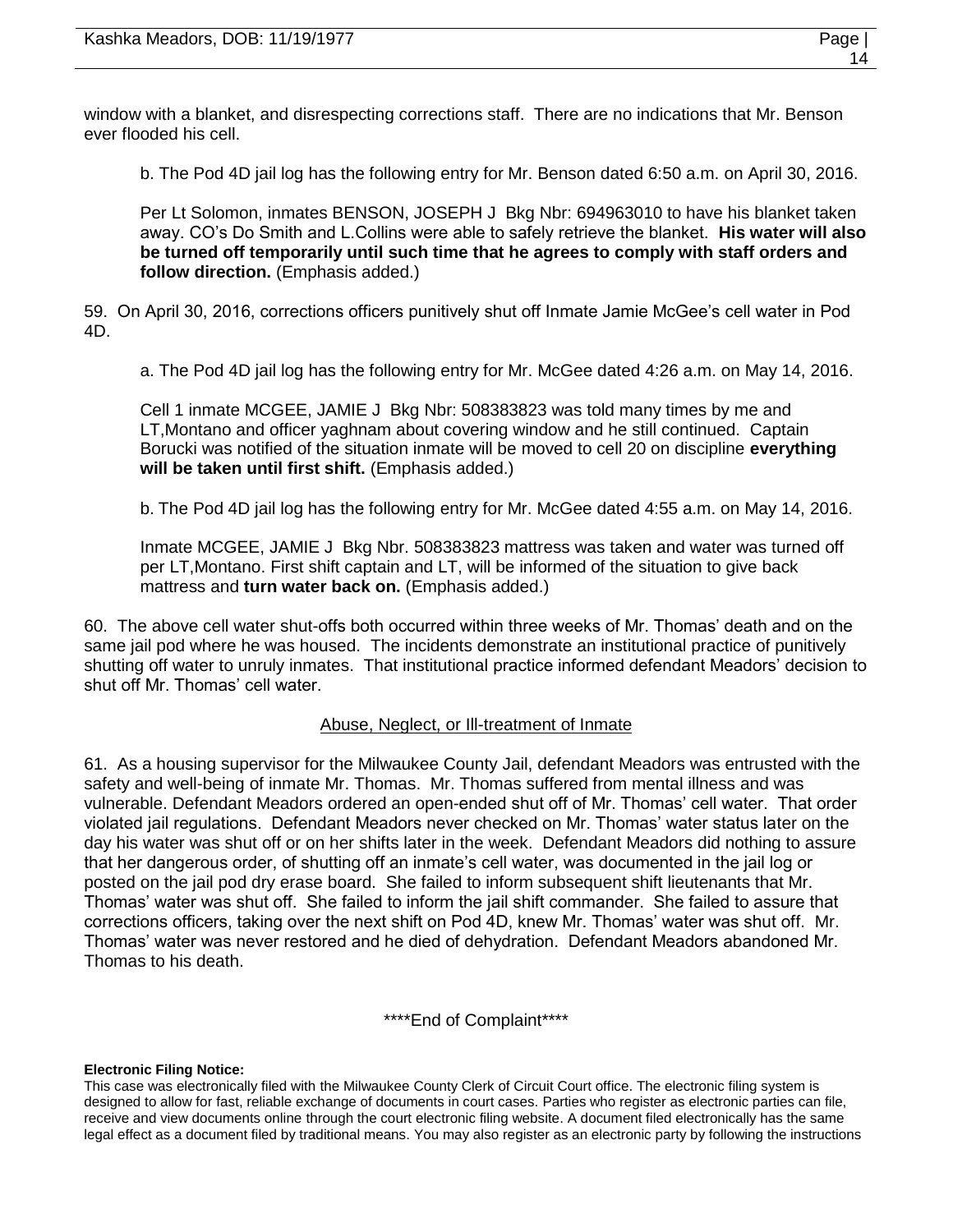window with a blanket, and disrespecting corrections staff. There are no indications that Mr. Benson ever flooded his cell.

b. The Pod 4D jail log has the following entry for Mr. Benson dated 6:50 a.m. on April 30, 2016.

Per Lt Solomon, inmates BENSON, JOSEPH J Bkg Nbr: 694963010 to have his blanket taken away. CO's Do Smith and L.Collins were able to safely retrieve the blanket. **His water will also be turned off temporarily until such time that he agrees to comply with staff orders and follow direction.** (Emphasis added.)

59. On April 30, 2016, corrections officers punitively shut off Inmate Jamie McGee's cell water in Pod 4D.

a. The Pod 4D jail log has the following entry for Mr. McGee dated 4:26 a.m. on May 14, 2016.

Cell 1 inmate MCGEE, JAMIE J Bkg Nbr: 508383823 was told many times by me and LT,Montano and officer yaghnam about covering window and he still continued. Captain Borucki was notified of the situation inmate will be moved to cell 20 on discipline **everything will be taken until first shift.** (Emphasis added.)

b. The Pod 4D jail log has the following entry for Mr. McGee dated 4:55 a.m. on May 14, 2016.

Inmate MCGEE, JAMIE J Bkg Nbr. 508383823 mattress was taken and water was turned off per LT,Montano. First shift captain and LT, will be informed of the situation to give back mattress and **turn water back on.** (Emphasis added.)

60. The above cell water shut-offs both occurred within three weeks of Mr. Thomas' death and on the same jail pod where he was housed. The incidents demonstrate an institutional practice of punitively shutting off water to unruly inmates. That institutional practice informed defendant Meadors' decision to shut off Mr. Thomas' cell water.

## Abuse, Neglect, or Ill-treatment of Inmate

61. As a housing supervisor for the Milwaukee County Jail, defendant Meadors was entrusted with the safety and well-being of inmate Mr. Thomas. Mr. Thomas suffered from mental illness and was vulnerable. Defendant Meadors ordered an open-ended shut off of Mr. Thomas' cell water. That order violated jail regulations. Defendant Meadors never checked on Mr. Thomas' water status later on the day his water was shut off or on her shifts later in the week. Defendant Meadors did nothing to assure that her dangerous order, of shutting off an inmate's cell water, was documented in the jail log or posted on the jail pod dry erase board. She failed to inform subsequent shift lieutenants that Mr. Thomas' water was shut off. She failed to inform the jail shift commander. She failed to assure that corrections officers, taking over the next shift on Pod 4D, knew Mr. Thomas' water was shut off. Mr. Thomas' water was never restored and he died of dehydration. Defendant Meadors abandoned Mr. Thomas to his death.

****End of Complaint****

**Electronic Filing Notice:**

This case was electronically filed with the Milwaukee County Clerk of Circuit Court office. The electronic filing system is designed to allow for fast, reliable exchange of documents in court cases. Parties who register as electronic parties can file, receive and view documents online through the court electronic filing website. A document filed electronically has the same legal effect as a document filed by traditional means. You may also register as an electronic party by following the instructions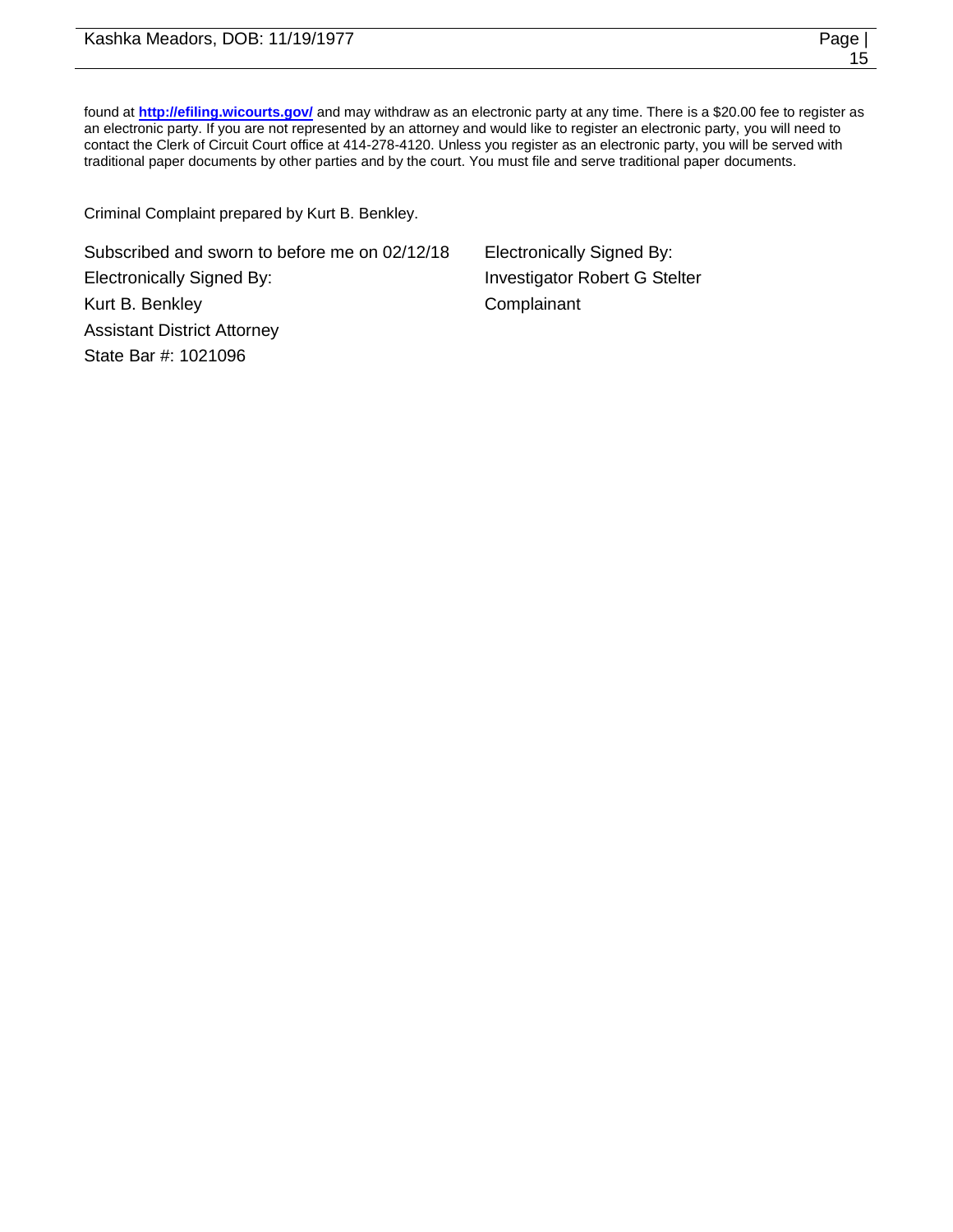found at **http://efiling.wicourts.gov/** and may withdraw as an electronic party at any time. There is a $20.00 fee to register as an electronic party. If you are not represented by an attorney and would like to register an electronic party, you will need to contact the Clerk of Circuit Court office at 414-278-4120. Unless you register as an electronic party, you will be served with traditional paper documents by other parties and by the court. You must file and serve traditional paper documents.

Criminal Complaint prepared by Kurt B. Benkley.

Subscribed and sworn to before me on 02/12/18
Electronically Signed By:
Kurt B. Benkley
Assistant District Attorney
State Bar #: 1021096

Electronically Signed By:
Investigator Robert G Stelter
Complainant